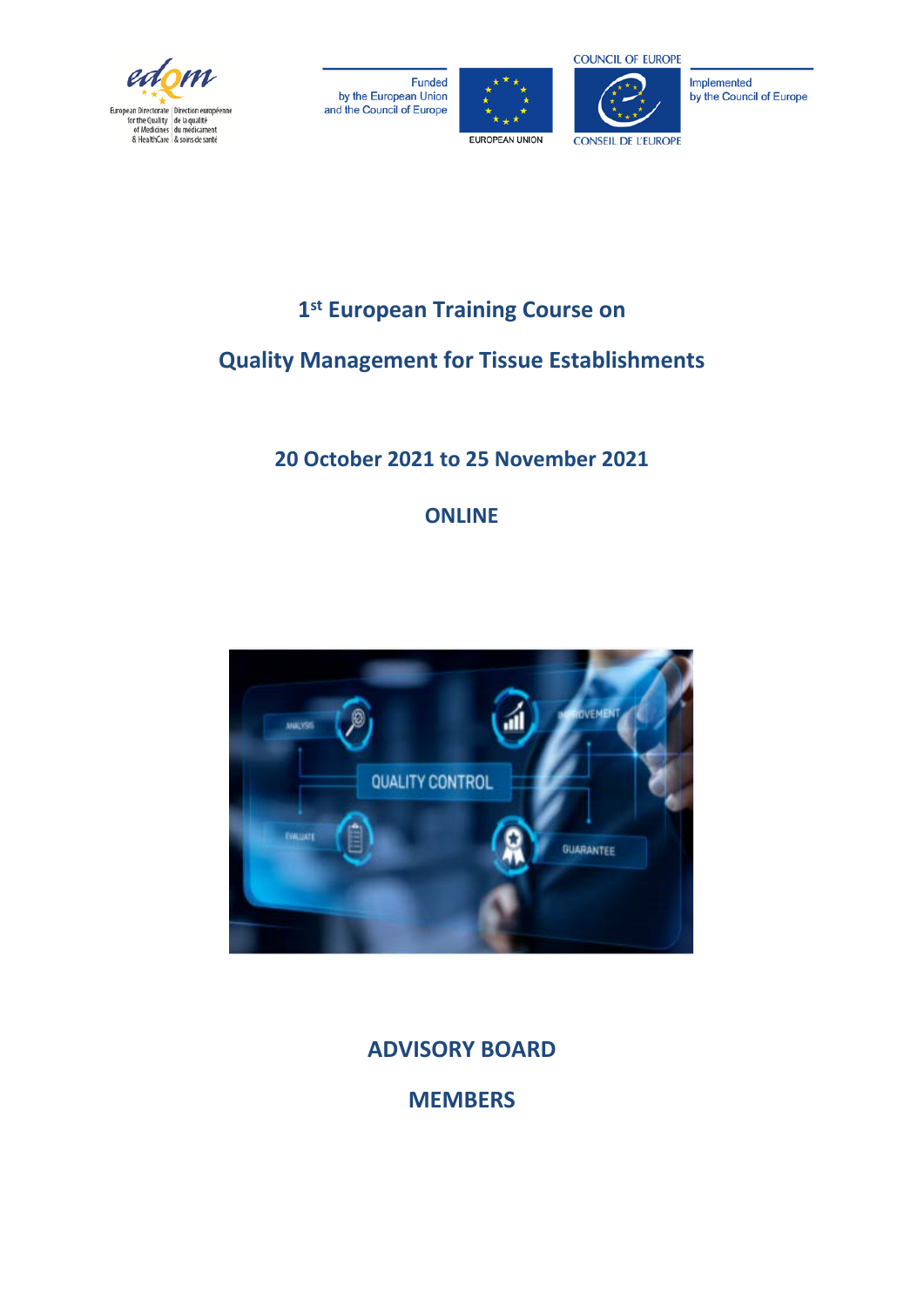European Directorate for the Quality of Medicines & HealthCare | Direction européenne de la qualité du médicament & soins de santé

Funded by the European Union and the Council of Europe

EUROPEAN UNION

COUNCIL OF EUROPE

CONSEIL DE L'EUROPE

Implemented by the Council of Europe

# 1st European Training Course on

# Quality Management for Tissue Establishments

## 20 October 2021 to 25 November 2021

## ONLINE

## ADVISORY BOARD

## MEMBERS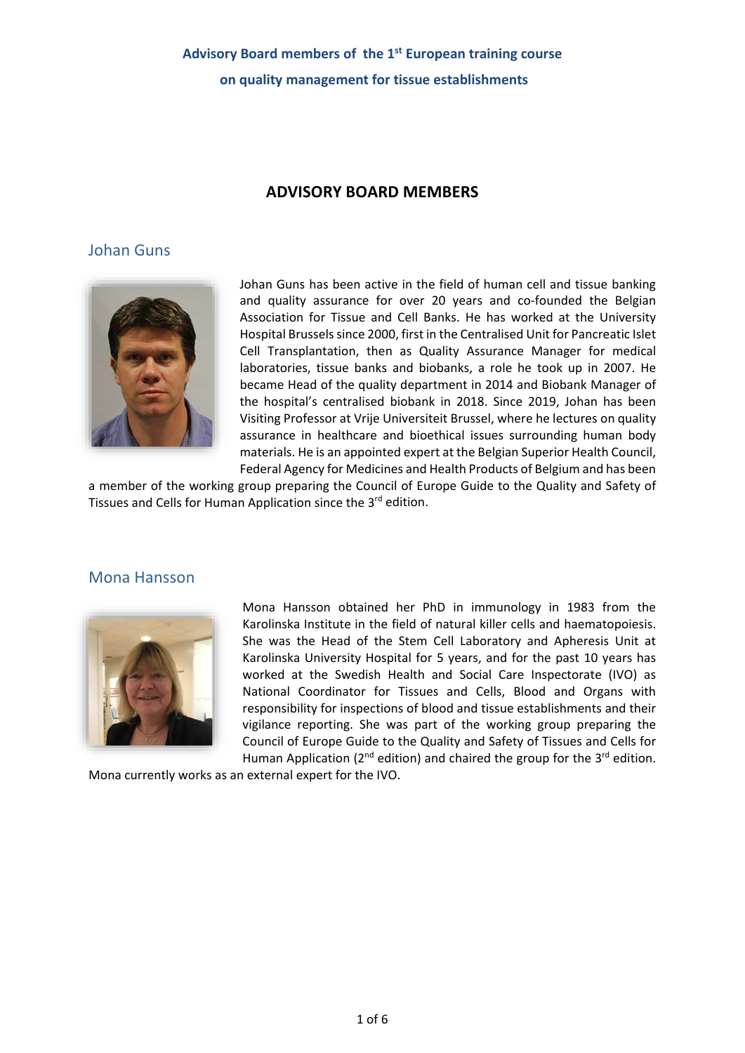**Advisory Board members of the 1st European training course on quality management for tissue establishments**

## ADVISORY BOARD MEMBERS

### Johan Guns

Johan Guns has been active in the field of human cell and tissue banking and quality assurance for over 20 years and co-founded the Belgian Association for Tissue and Cell Banks. He has worked at the University Hospital Brussels since 2000, first in the Centralised Unit for Pancreatic Islet Cell Transplantation, then as Quality Assurance Manager for medical laboratories, tissue banks and biobanks, a role he took up in 2007. He became Head of the quality department in 2014 and Biobank Manager of the hospital's centralised biobank in 2018. Since 2019, Johan has been Visiting Professor at Vrije Universiteit Brussel, where he lectures on quality assurance in healthcare and bioethical issues surrounding human body materials. He is an appointed expert at the Belgian Superior Health Council, Federal Agency for Medicines and Health Products of Belgium and has been a member of the working group preparing the Council of Europe Guide to the Quality and Safety of Tissues and Cells for Human Application since the 3rd edition.

### Mona Hansson

Mona Hansson obtained her PhD in immunology in 1983 from the Karolinska Institute in the field of natural killer cells and haematopoiesis. She was the Head of the Stem Cell Laboratory and Apheresis Unit at Karolinska University Hospital for 5 years, and for the past 10 years has worked at the Swedish Health and Social Care Inspectorate (IVO) as National Coordinator for Tissues and Cells, Blood and Organs with responsibility for inspections of blood and tissue establishments and their vigilance reporting. She was part of the working group preparing the Council of Europe Guide to the Quality and Safety of Tissues and Cells for Human Application (2nd edition) and chaired the group for the 3rd edition. Mona currently works as an external expert for the IVO.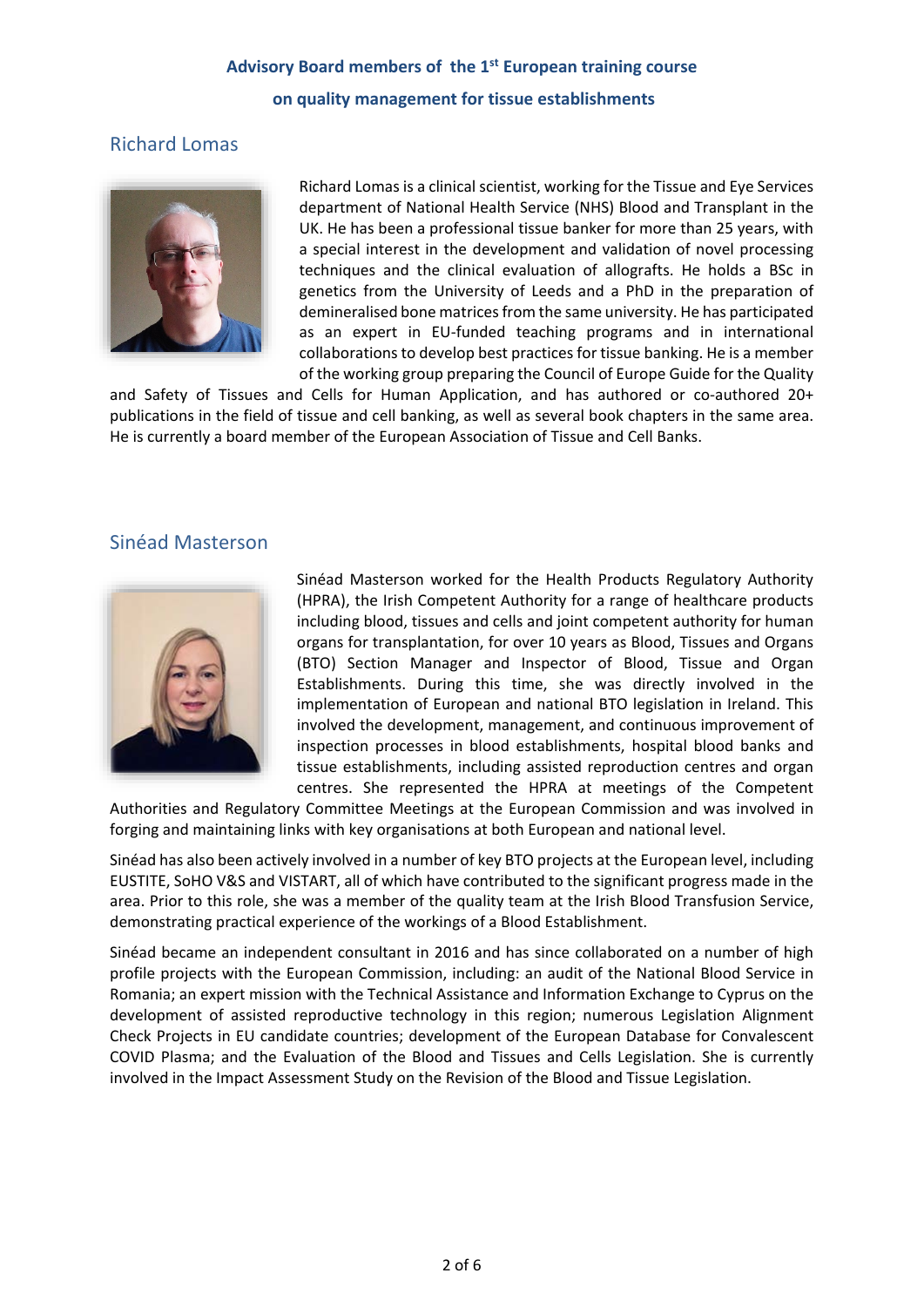**Advisory Board members of the 1st European training course on quality management for tissue establishments**

## Richard Lomas

Richard Lomas is a clinical scientist, working for the Tissue and Eye Services department of National Health Service (NHS) Blood and Transplant in the UK. He has been a professional tissue banker for more than 25 years, with a special interest in the development and validation of novel processing techniques and the clinical evaluation of allografts. He holds a BSc in genetics from the University of Leeds and a PhD in the preparation of demineralised bone matrices from the same university. He has participated as an expert in EU-funded teaching programs and in international collaborations to develop best practices for tissue banking. He is a member of the working group preparing the Council of Europe Guide for the Quality and Safety of Tissues and Cells for Human Application, and has authored or co-authored 20+ publications in the field of tissue and cell banking, as well as several book chapters in the same area. He is currently a board member of the European Association of Tissue and Cell Banks.

## Sinéad Masterson

Sinéad Masterson worked for the Health Products Regulatory Authority (HPRA), the Irish Competent Authority for a range of healthcare products including blood, tissues and cells and joint competent authority for human organs for transplantation, for over 10 years as Blood, Tissues and Organs (BTO) Section Manager and Inspector of Blood, Tissue and Organ Establishments. During this time, she was directly involved in the implementation of European and national BTO legislation in Ireland. This involved the development, management, and continuous improvement of inspection processes in blood establishments, hospital blood banks and tissue establishments, including assisted reproduction centres and organ centres. She represented the HPRA at meetings of the Competent Authorities and Regulatory Committee Meetings at the European Commission and was involved in forging and maintaining links with key organisations at both European and national level.

Sinéad has also been actively involved in a number of key BTO projects at the European level, including EUSTITE, SoHO V&S and VISTART, all of which have contributed to the significant progress made in the area. Prior to this role, she was a member of the quality team at the Irish Blood Transfusion Service, demonstrating practical experience of the workings of a Blood Establishment.

Sinéad became an independent consultant in 2016 and has since collaborated on a number of high profile projects with the European Commission, including: an audit of the National Blood Service in Romania; an expert mission with the Technical Assistance and Information Exchange to Cyprus on the development of assisted reproductive technology in this region; numerous Legislation Alignment Check Projects in EU candidate countries; development of the European Database for Convalescent COVID Plasma; and the Evaluation of the Blood and Tissues and Cells Legislation. She is currently involved in the Impact Assessment Study on the Revision of the Blood and Tissue Legislation.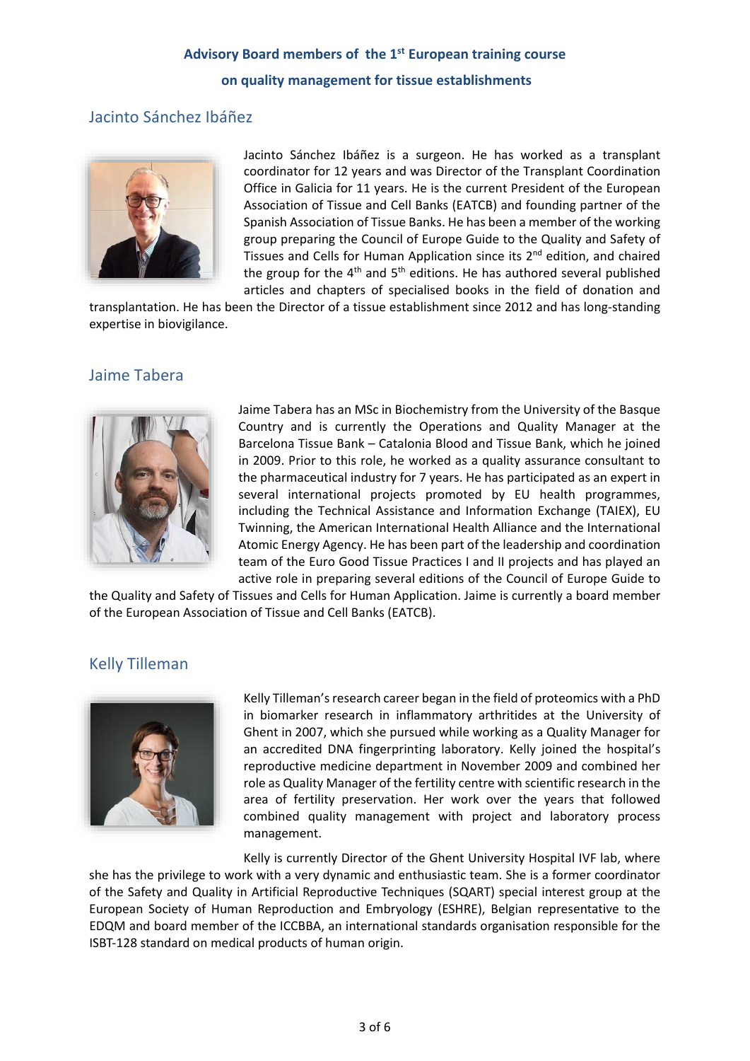**Advisory Board members of the 1st European training course on quality management for tissue establishments**

## Jacinto Sánchez Ibáñez

Jacinto Sánchez Ibáñez is a surgeon. He has worked as a transplant coordinator for 12 years and was Director of the Transplant Coordination Office in Galicia for 11 years. He is the current President of the European Association of Tissue and Cell Banks (EATCB) and founding partner of the Spanish Association of Tissue Banks. He has been a member of the working group preparing the Council of Europe Guide to the Quality and Safety of Tissues and Cells for Human Application since its 2nd edition, and chaired the group for the 4th and 5th editions. He has authored several published articles and chapters of specialised books in the field of donation and transplantation. He has been the Director of a tissue establishment since 2012 and has long-standing expertise in biovigilance.

## Jaime Tabera

Jaime Tabera has an MSc in Biochemistry from the University of the Basque Country and is currently the Operations and Quality Manager at the Barcelona Tissue Bank – Catalonia Blood and Tissue Bank, which he joined in 2009. Prior to this role, he worked as a quality assurance consultant to the pharmaceutical industry for 7 years. He has participated as an expert in several international projects promoted by EU health programmes, including the Technical Assistance and Information Exchange (TAIEX), EU Twinning, the American International Health Alliance and the International Atomic Energy Agency. He has been part of the leadership and coordination team of the Euro Good Tissue Practices I and II projects and has played an active role in preparing several editions of the Council of Europe Guide to the Quality and Safety of Tissues and Cells for Human Application. Jaime is currently a board member of the European Association of Tissue and Cell Banks (EATCB).

## Kelly Tilleman

Kelly Tilleman's research career began in the field of proteomics with a PhD in biomarker research in inflammatory arthritides at the University of Ghent in 2007, which she pursued while working as a Quality Manager for an accredited DNA fingerprinting laboratory. Kelly joined the hospital's reproductive medicine department in November 2009 and combined her role as Quality Manager of the fertility centre with scientific research in the area of fertility preservation. Her work over the years that followed combined quality management with project and laboratory process management.

Kelly is currently Director of the Ghent University Hospital IVF lab, where she has the privilege to work with a very dynamic and enthusiastic team. She is a former coordinator of the Safety and Quality in Artificial Reproductive Techniques (SQART) special interest group at the European Society of Human Reproduction and Embryology (ESHRE), Belgian representative to the EDQM and board member of the ICCBBA, an international standards organisation responsible for the ISBT-128 standard on medical products of human origin.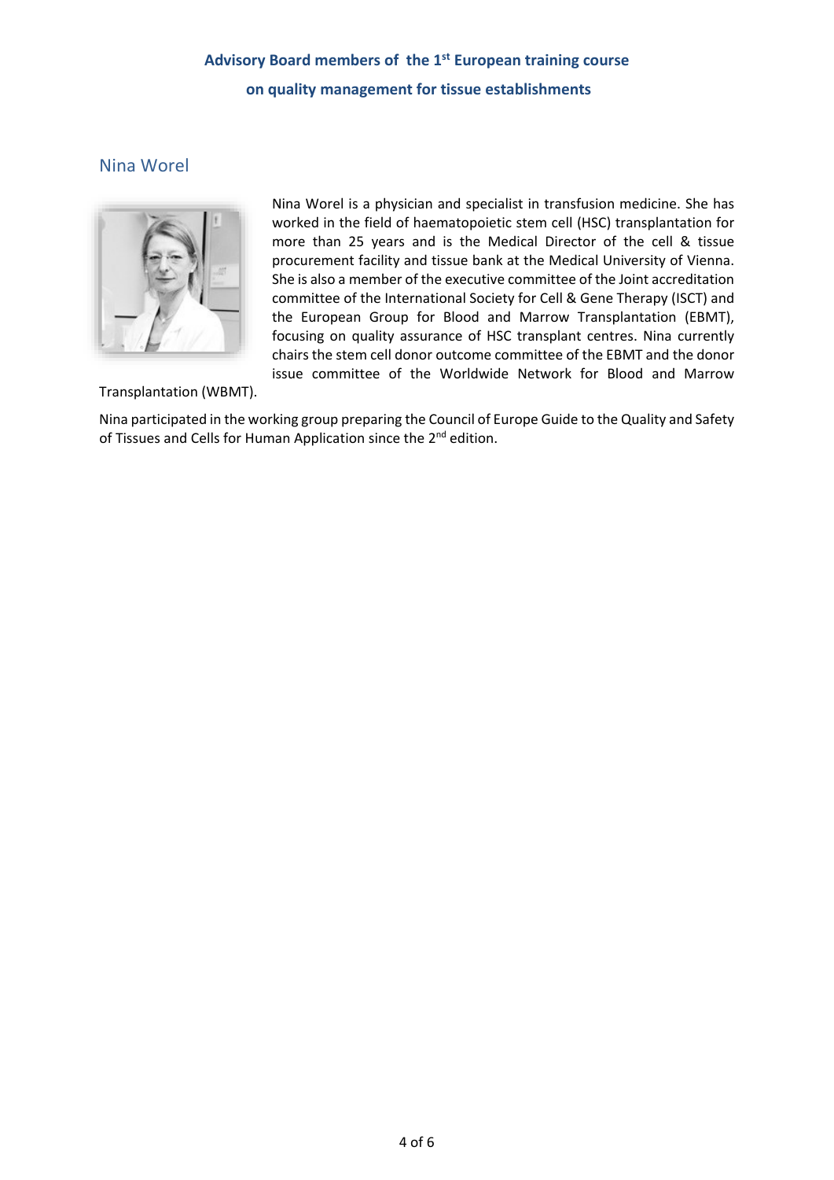**Advisory Board members of the 1st European training course on quality management for tissue establishments**

## Nina Worel

Nina Worel is a physician and specialist in transfusion medicine. She has worked in the field of haematopoietic stem cell (HSC) transplantation for more than 25 years and is the Medical Director of the cell & tissue procurement facility and tissue bank at the Medical University of Vienna. She is also a member of the executive committee of the Joint accreditation committee of the International Society for Cell & Gene Therapy (ISCT) and the European Group for Blood and Marrow Transplantation (EBMT), focusing on quality assurance of HSC transplant centres. Nina currently chairs the stem cell donor outcome committee of the EBMT and the donor issue committee of the Worldwide Network for Blood and Marrow Transplantation (WBMT).

Nina participated in the working group preparing the Council of Europe Guide to the Quality and Safety of Tissues and Cells for Human Application since the 2nd edition.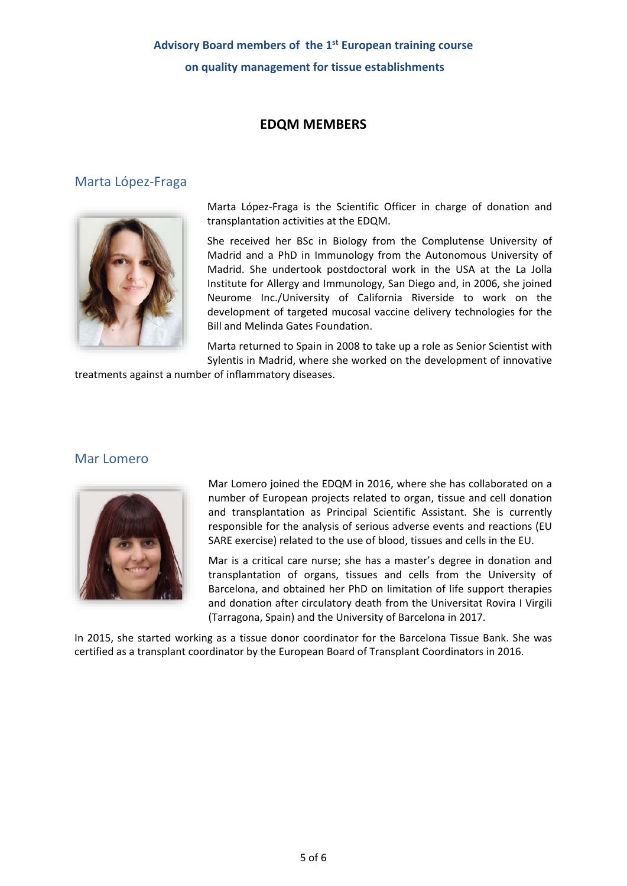**Advisory Board members of the 1st European training course on quality management for tissue establishments**

## EDQM MEMBERS

### Marta López-Fraga

Marta López-Fraga is the Scientific Officer in charge of donation and transplantation activities at the EDQM.

She received her BSc in Biology from the Complutense University of Madrid and a PhD in Immunology from the Autonomous University of Madrid. She undertook postdoctoral work in the USA at the La Jolla Institute for Allergy and Immunology, San Diego and, in 2006, she joined Neurome Inc./University of California Riverside to work on the development of targeted mucosal vaccine delivery technologies for the Bill and Melinda Gates Foundation.

Marta returned to Spain in 2008 to take up a role as Senior Scientist with Sylentis in Madrid, where she worked on the development of innovative treatments against a number of inflammatory diseases.

### Mar Lomero

Mar Lomero joined the EDQM in 2016, where she has collaborated on a number of European projects related to organ, tissue and cell donation and transplantation as Principal Scientific Assistant. She is currently responsible for the analysis of serious adverse events and reactions (EU SARE exercise) related to the use of blood, tissues and cells in the EU.

Mar is a critical care nurse; she has a master's degree in donation and transplantation of organs, tissues and cells from the University of Barcelona, and obtained her PhD on limitation of life support therapies and donation after circulatory death from the Universitat Rovira I Virgili (Tarragona, Spain) and the University of Barcelona in 2017.

In 2015, she started working as a tissue donor coordinator for the Barcelona Tissue Bank. She was certified as a transplant coordinator by the European Board of Transplant Coordinators in 2016.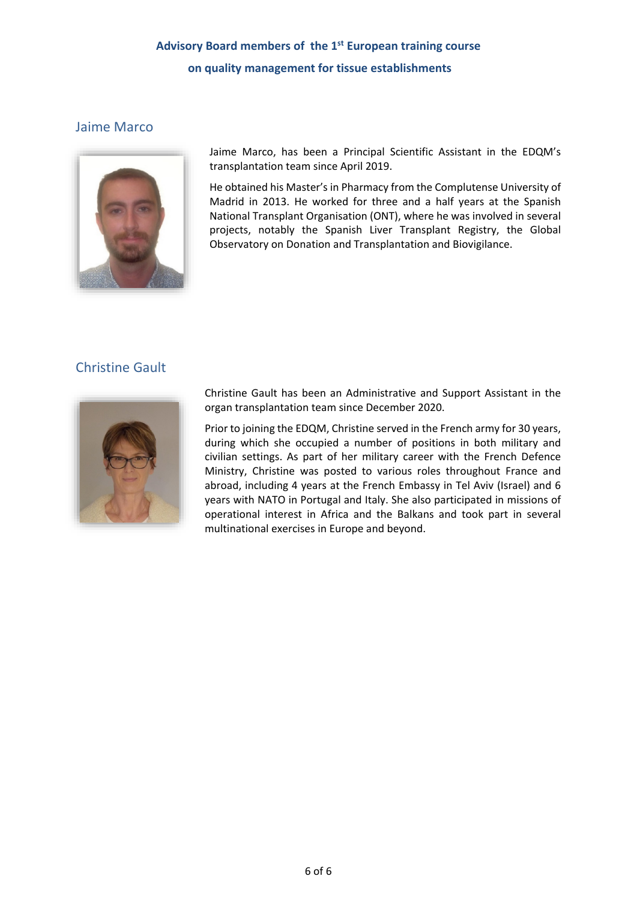**Advisory Board members of the 1st European training course on quality management for tissue establishments**

## Jaime Marco

Jaime Marco, has been a Principal Scientific Assistant in the EDQM's transplantation team since April 2019.

He obtained his Master's in Pharmacy from the Complutense University of Madrid in 2013. He worked for three and a half years at the Spanish National Transplant Organisation (ONT), where he was involved in several projects, notably the Spanish Liver Transplant Registry, the Global Observatory on Donation and Transplantation and Biovigilance.

## Christine Gault

Christine Gault has been an Administrative and Support Assistant in the organ transplantation team since December 2020.

Prior to joining the EDQM, Christine served in the French army for 30 years, during which she occupied a number of positions in both military and civilian settings. As part of her military career with the French Defence Ministry, Christine was posted to various roles throughout France and abroad, including 4 years at the French Embassy in Tel Aviv (Israel) and 6 years with NATO in Portugal and Italy. She also participated in missions of operational interest in Africa and the Balkans and took part in several multinational exercises in Europe and beyond.